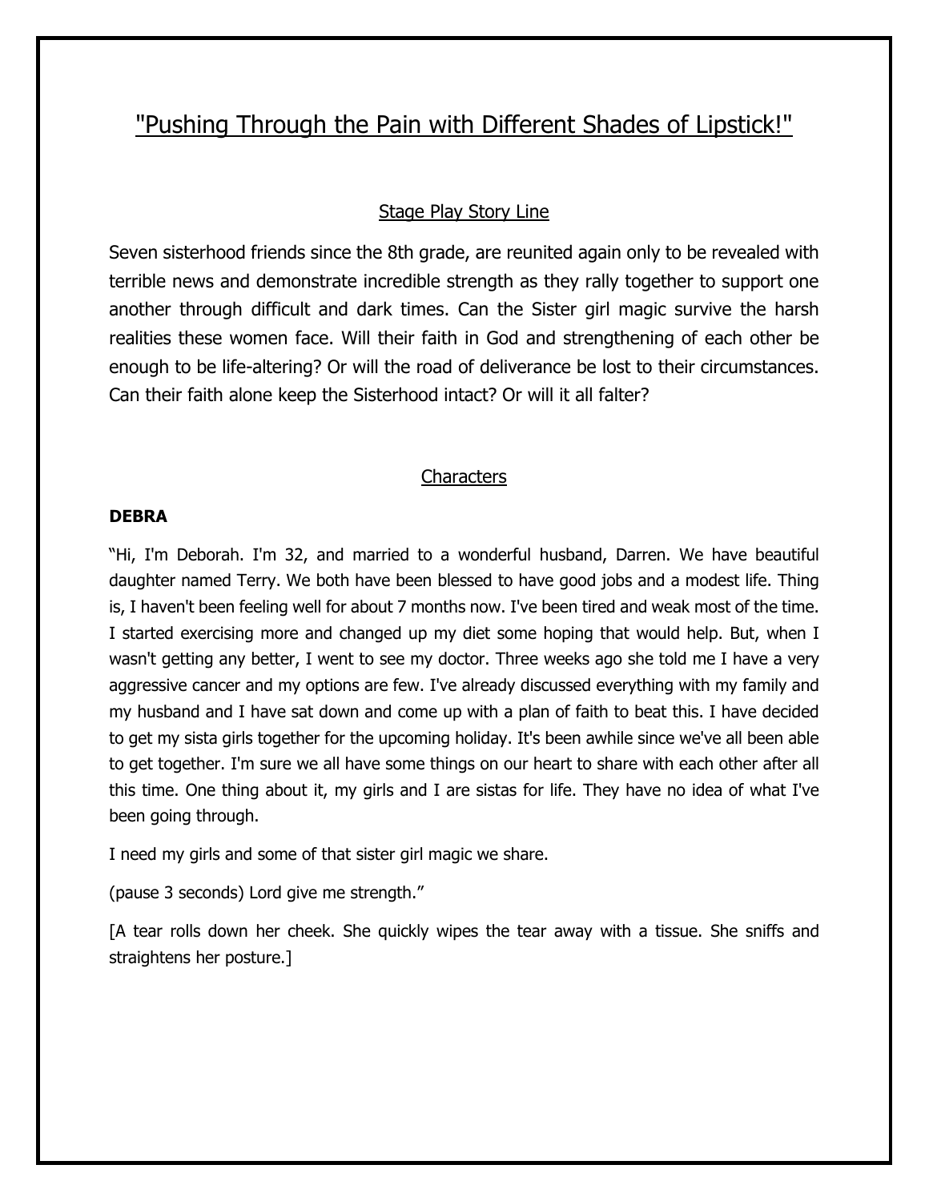# "Pushing Through the Pain with Different Shades of Lipstick!"

## Stage Play Story Line

Seven sisterhood friends since the 8th grade, are reunited again only to be revealed with terrible news and demonstrate incredible strength as they rally together to support one another through difficult and dark times. Can the Sister girl magic survive the harsh realities these women face. Will their faith in God and strengthening of each other be enough to be life-altering? Or will the road of deliverance be lost to their circumstances. Can their faith alone keep the Sisterhood intact? Or will it all falter?

## Characters

**DEBRA**

"Hi, I'm Deborah. I'm 32, and married to a wonderful husband, Darren. We have beautiful daughter named Terry. We both have been blessed to have good jobs and a modest life. Thing is, I haven't been feeling well for about 7 months now. I've been tired and weak most of the time. I started exercising more and changed up my diet some hoping that would help. But, when I wasn't getting any better, I went to see my doctor. Three weeks ago she told me I have a very aggressive cancer and my options are few. I've already discussed everything with my family and my husband and I have sat down and come up with a plan of faith to beat this. I have decided to get my sista girls together for the upcoming holiday. It's been awhile since we've all been able to get together. I'm sure we all have some things on our heart to share with each other after all this time. One thing about it, my girls and I are sistas for life. They have no idea of what I've been going through.

I need my girls and some of that sister girl magic we share.

(pause 3 seconds) Lord give me strength."

[A tear rolls down her cheek. She quickly wipes the tear away with a tissue. She sniffs and straightens her posture.]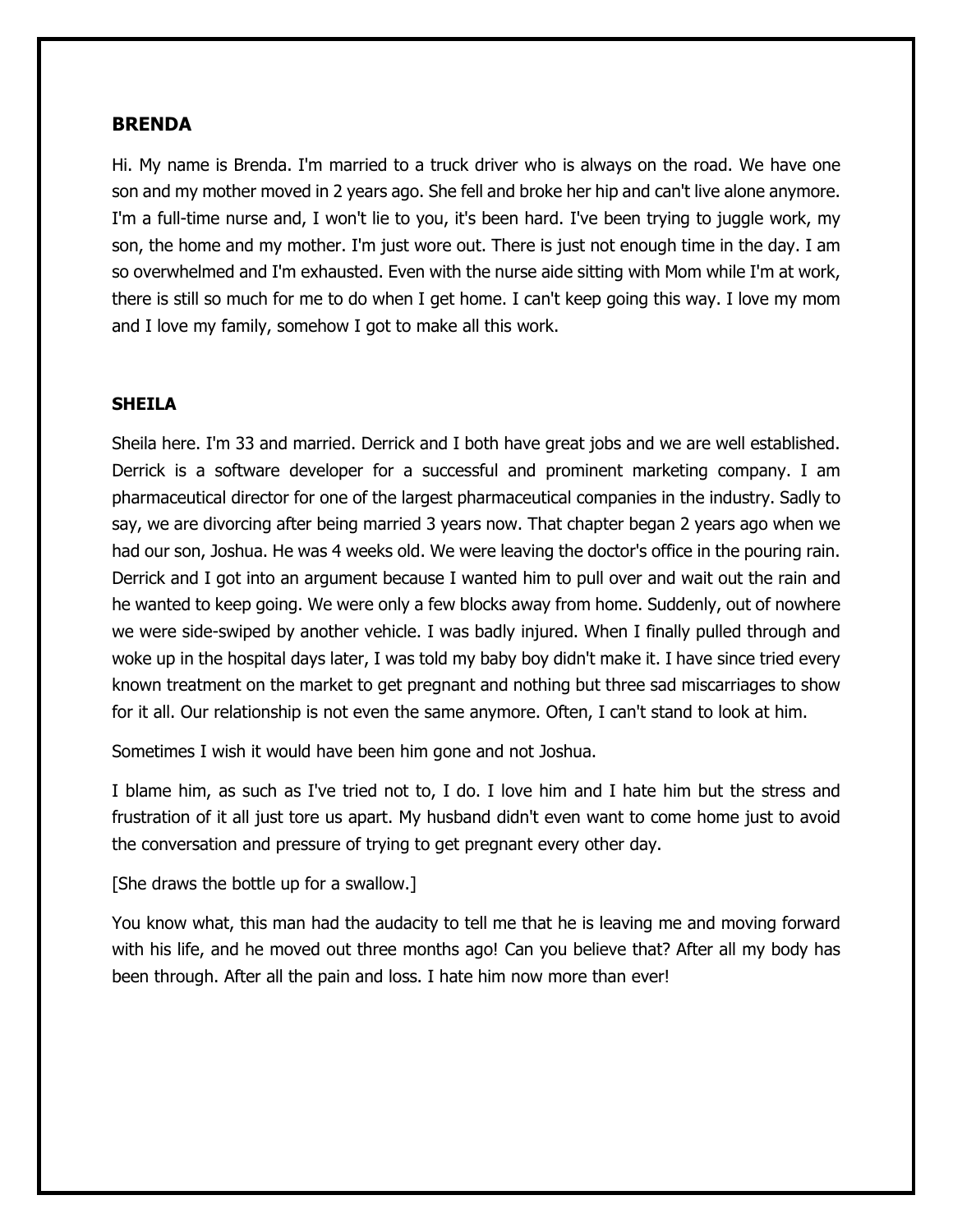## BRENDA

Hi. My name is Brenda. I'm married to a truck driver who is always on the road. We have one son and my mother moved in 2 years ago. She fell and broke her hip and can't live alone anymore. I'm a full-time nurse and, I won't lie to you, it's been hard. I've been trying to juggle work, my son, the home and my mother. I'm just wore out. There is just not enough time in the day. I am so overwhelmed and I'm exhausted. Even with the nurse aide sitting with Mom while I'm at work, there is still so much for me to do when I get home. I can't keep going this way. I love my mom and I love my family, somehow I got to make all this work.

## SHEILA

Sheila here. I'm 33 and married. Derrick and I both have great jobs and we are well established. Derrick is a software developer for a successful and prominent marketing company. I am pharmaceutical director for one of the largest pharmaceutical companies in the industry. Sadly to say, we are divorcing after being married 3 years now. That chapter began 2 years ago when we had our son, Joshua. He was 4 weeks old. We were leaving the doctor's office in the pouring rain. Derrick and I got into an argument because I wanted him to pull over and wait out the rain and he wanted to keep going. We were only a few blocks away from home. Suddenly, out of nowhere we were side-swiped by another vehicle. I was badly injured. When I finally pulled through and woke up in the hospital days later, I was told my baby boy didn't make it. I have since tried every known treatment on the market to get pregnant and nothing but three sad miscarriages to show for it all. Our relationship is not even the same anymore. Often, I can't stand to look at him.

Sometimes I wish it would have been him gone and not Joshua.

I blame him, as such as I've tried not to, I do. I love him and I hate him but the stress and frustration of it all just tore us apart. My husband didn't even want to come home just to avoid the conversation and pressure of trying to get pregnant every other day.

[She draws the bottle up for a swallow.]

You know what, this man had the audacity to tell me that he is leaving me and moving forward with his life, and he moved out three months ago! Can you believe that? After all my body has been through. After all the pain and loss. I hate him now more than ever!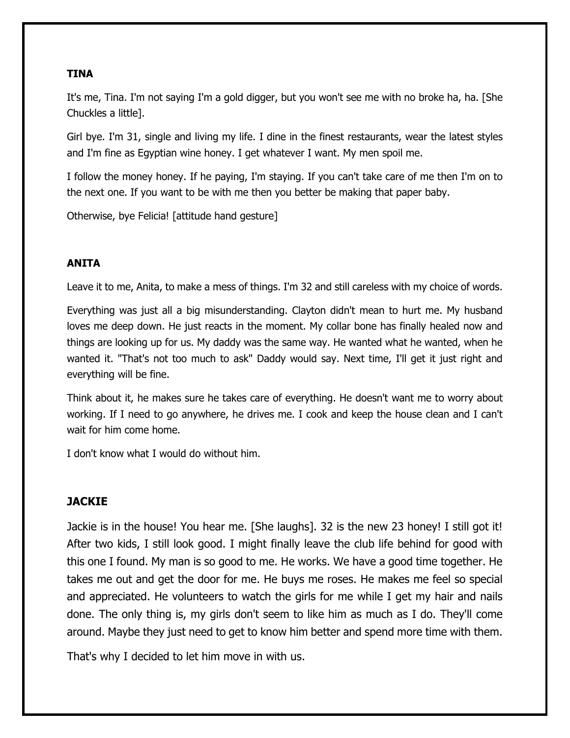**TINA**

It's me, Tina. I'm not saying I'm a gold digger, but you won't see me with no broke ha, ha. [She Chuckles a little].

Girl bye. I'm 31, single and living my life. I dine in the finest restaurants, wear the latest styles and I'm fine as Egyptian wine honey. I get whatever I want. My men spoil me.

I follow the money honey. If he paying, I'm staying. If you can't take care of me then I'm on to the next one. If you want to be with me then you better be making that paper baby.

Otherwise, bye Felicia! [attitude hand gesture]

**ANITA**

Leave it to me, Anita, to make a mess of things. I'm 32 and still careless with my choice of words.

Everything was just all a big misunderstanding. Clayton didn't mean to hurt me. My husband loves me deep down. He just reacts in the moment. My collar bone has finally healed now and things are looking up for us. My daddy was the same way. He wanted what he wanted, when he wanted it. "That's not too much to ask" Daddy would say. Next time, I'll get it just right and everything will be fine.

Think about it, he makes sure he takes care of everything. He doesn't want me to worry about working. If I need to go anywhere, he drives me. I cook and keep the house clean and I can't wait for him come home.

I don't know what I would do without him.

**JACKIE**

Jackie is in the house! You hear me. [She laughs]. 32 is the new 23 honey! I still got it! After two kids, I still look good. I might finally leave the club life behind for good with this one I found. My man is so good to me. He works. We have a good time together. He takes me out and get the door for me. He buys me roses. He makes me feel so special and appreciated. He volunteers to watch the girls for me while I get my hair and nails done. The only thing is, my girls don't seem to like him as much as I do. They'll come around. Maybe they just need to get to know him better and spend more time with them.

That's why I decided to let him move in with us.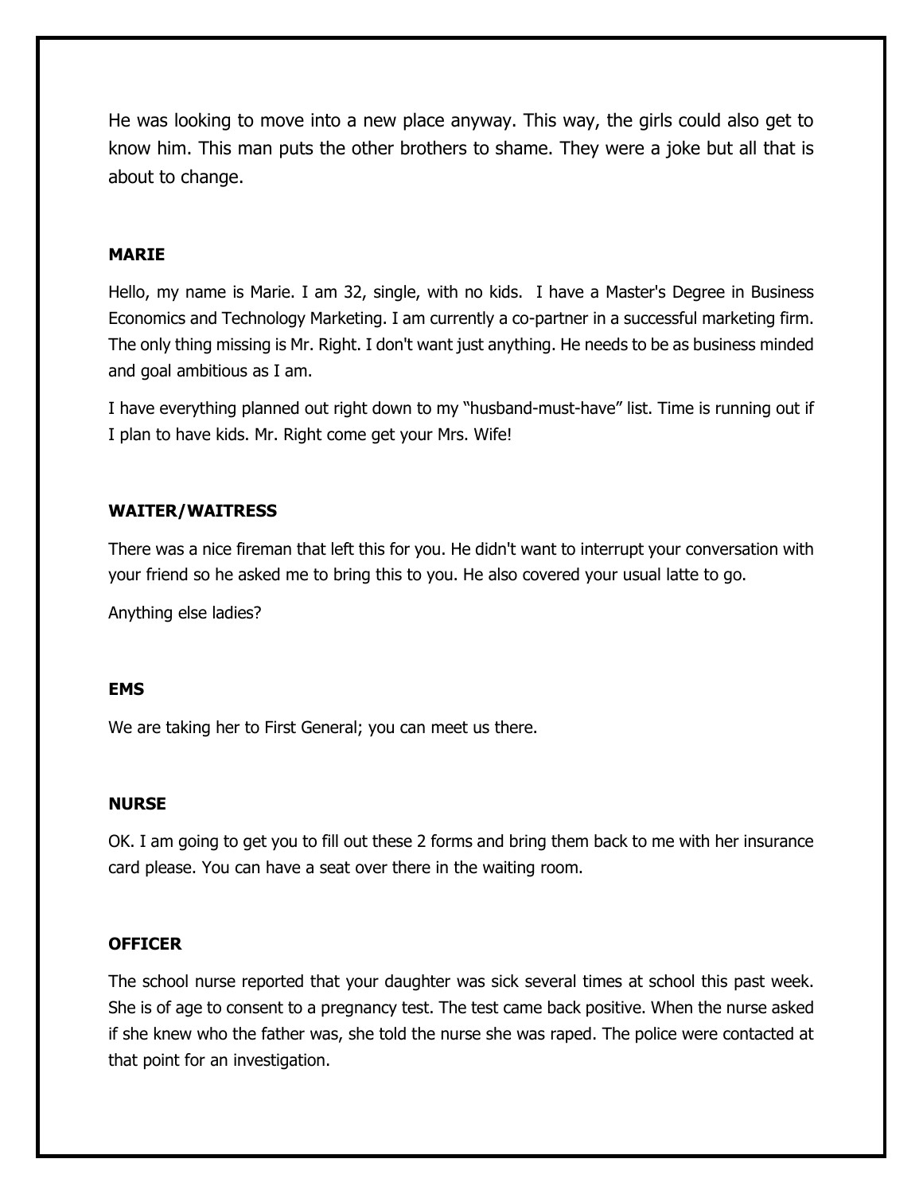He was looking to move into a new place anyway. This way, the girls could also get to know him. This man puts the other brothers to shame. They were a joke but all that is about to change.

**MARIE**

Hello, my name is Marie. I am 32, single, with no kids. I have a Master's Degree in Business Economics and Technology Marketing. I am currently a co-partner in a successful marketing firm. The only thing missing is Mr. Right. I don't want just anything. He needs to be as business minded and goal ambitious as I am.

I have everything planned out right down to my "husband-must-have" list. Time is running out if I plan to have kids. Mr. Right come get your Mrs. Wife!

**WAITER/WAITRESS**

There was a nice fireman that left this for you. He didn't want to interrupt your conversation with your friend so he asked me to bring this to you. He also covered your usual latte to go.

Anything else ladies?

**EMS**

We are taking her to First General; you can meet us there.

**NURSE**

OK. I am going to get you to fill out these 2 forms and bring them back to me with her insurance card please. You can have a seat over there in the waiting room.

**OFFICER**

The school nurse reported that your daughter was sick several times at school this past week. She is of age to consent to a pregnancy test. The test came back positive. When the nurse asked if she knew who the father was, she told the nurse she was raped. The police were contacted at that point for an investigation.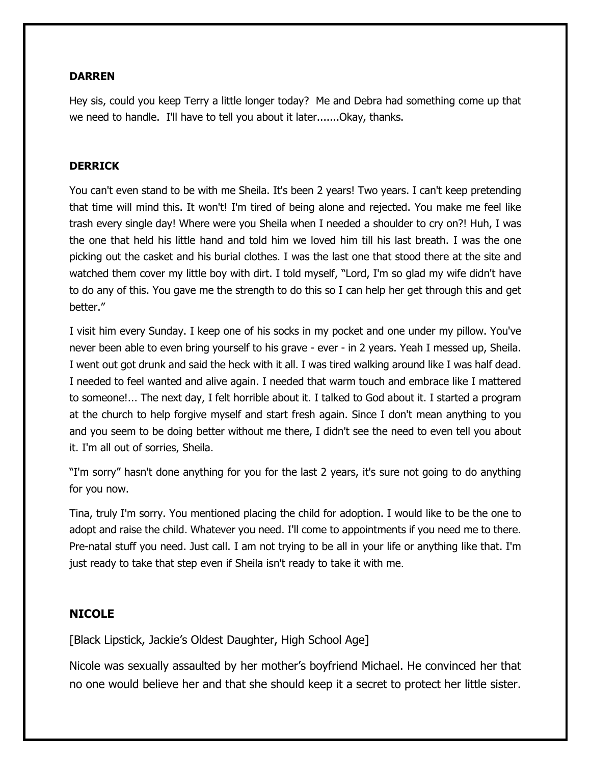**DARREN**

Hey sis, could you keep Terry a little longer today? Me and Debra had something come up that we need to handle. I'll have to tell you about it later.......Okay, thanks.

**DERRICK**

You can't even stand to be with me Sheila. It's been 2 years! Two years. I can't keep pretending that time will mind this. It won't! I'm tired of being alone and rejected. You make me feel like trash every single day! Where were you Sheila when I needed a shoulder to cry on?! Huh, I was the one that held his little hand and told him we loved him till his last breath. I was the one picking out the casket and his burial clothes. I was the last one that stood there at the site and watched them cover my little boy with dirt. I told myself, "Lord, I'm so glad my wife didn't have to do any of this. You gave me the strength to do this so I can help her get through this and get better."

I visit him every Sunday. I keep one of his socks in my pocket and one under my pillow. You've never been able to even bring yourself to his grave - ever - in 2 years. Yeah I messed up, Sheila. I went out got drunk and said the heck with it all. I was tired walking around like I was half dead. I needed to feel wanted and alive again. I needed that warm touch and embrace like I mattered to someone!... The next day, I felt horrible about it. I talked to God about it. I started a program at the church to help forgive myself and start fresh again. Since I don't mean anything to you and you seem to be doing better without me there, I didn't see the need to even tell you about it. I'm all out of sorries, Sheila.

"I'm sorry" hasn't done anything for you for the last 2 years, it's sure not going to do anything for you now.

Tina, truly I'm sorry. You mentioned placing the child for adoption. I would like to be the one to adopt and raise the child. Whatever you need. I'll come to appointments if you need me to there. Pre-natal stuff you need. Just call. I am not trying to be all in your life or anything like that. I'm just ready to take that step even if Sheila isn't ready to take it with me.

**NICOLE**

[Black Lipstick, Jackie's Oldest Daughter, High School Age]

Nicole was sexually assaulted by her mother's boyfriend Michael. He convinced her that no one would believe her and that she should keep it a secret to protect her little sister.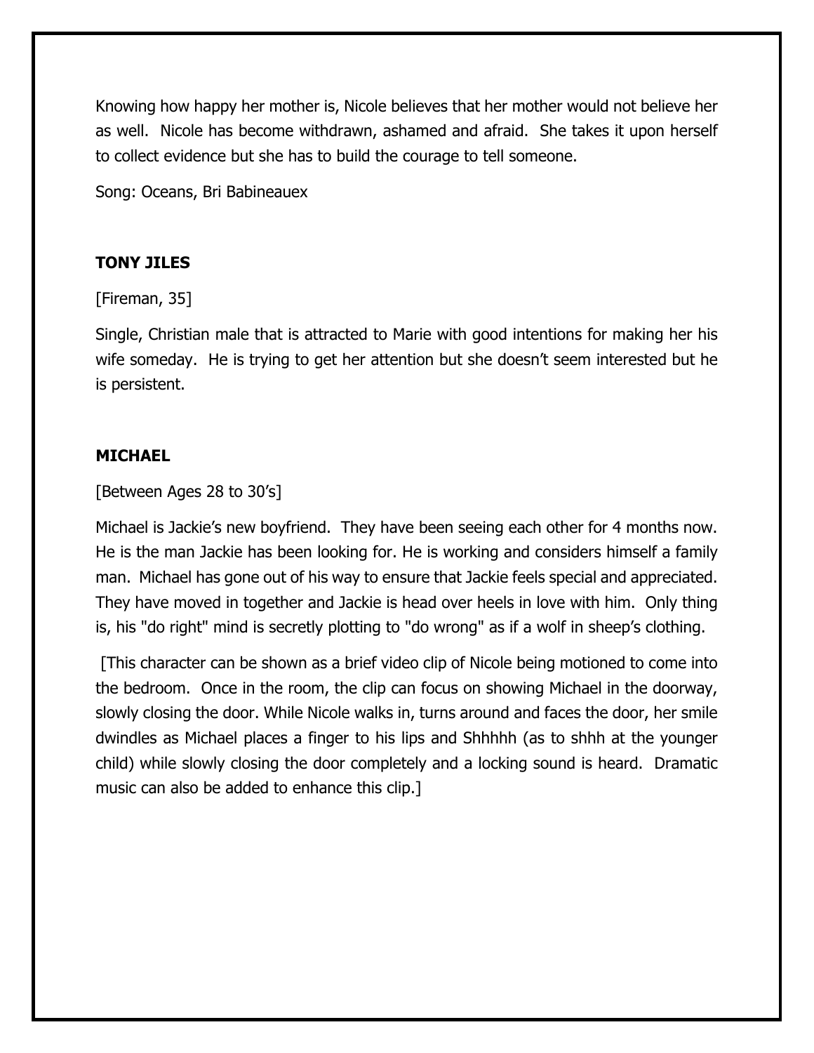Knowing how happy her mother is, Nicole believes that her mother would not believe her as well. Nicole has become withdrawn, ashamed and afraid. She takes it upon herself to collect evidence but she has to build the courage to tell someone.

Song: Oceans, Bri Babineauex

**TONY JILES**

[Fireman, 35]

Single, Christian male that is attracted to Marie with good intentions for making her his wife someday. He is trying to get her attention but she doesn't seem interested but he is persistent.

**MICHAEL**

[Between Ages 28 to 30's]

Michael is Jackie's new boyfriend. They have been seeing each other for 4 months now. He is the man Jackie has been looking for. He is working and considers himself a family man. Michael has gone out of his way to ensure that Jackie feels special and appreciated. They have moved in together and Jackie is head over heels in love with him. Only thing is, his "do right" mind is secretly plotting to "do wrong" as if a wolf in sheep's clothing.

[This character can be shown as a brief video clip of Nicole being motioned to come into the bedroom. Once in the room, the clip can focus on showing Michael in the doorway, slowly closing the door. While Nicole walks in, turns around and faces the door, her smile dwindles as Michael places a finger to his lips and Shhhhh (as to shhh at the younger child) while slowly closing the door completely and a locking sound is heard. Dramatic music can also be added to enhance this clip.]